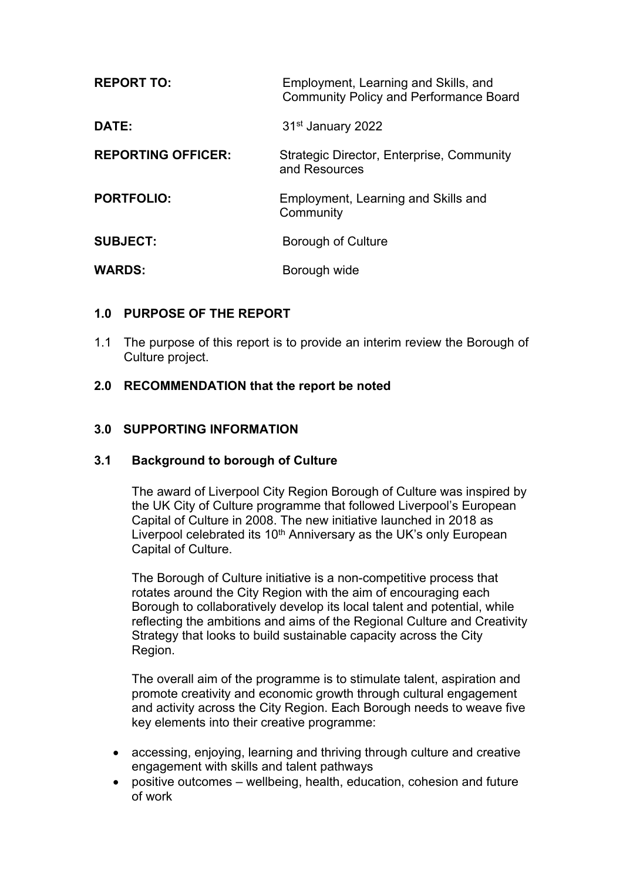| | |
|---|---|
| **REPORT TO:** | Employment, Learning and Skills, and Community Policy and Performance Board |
| **DATE:** | 31st January 2022 |
| **REPORTING OFFICER:** | Strategic Director, Enterprise, Community and Resources |
| **PORTFOLIO:** | Employment, Learning and Skills and Community |
| **SUBJECT:** | Borough of Culture |
| **WARDS:** | Borough wide |

## 1.0 PURPOSE OF THE REPORT

1.1 The purpose of this report is to provide an interim review the Borough of Culture project.

## 2.0 RECOMMENDATION that the report be noted

## 3.0 SUPPORTING INFORMATION

### 3.1 Background to borough of Culture

The award of Liverpool City Region Borough of Culture was inspired by the UK City of Culture programme that followed Liverpool's European Capital of Culture in 2008. The new initiative launched in 2018 as Liverpool celebrated its 10th Anniversary as the UK's only European Capital of Culture.

The Borough of Culture initiative is a non-competitive process that rotates around the City Region with the aim of encouraging each Borough to collaboratively develop its local talent and potential, while reflecting the ambitions and aims of the Regional Culture and Creativity Strategy that looks to build sustainable capacity across the City Region.

The overall aim of the programme is to stimulate talent, aspiration and promote creativity and economic growth through cultural engagement and activity across the City Region. Each Borough needs to weave five key elements into their creative programme:

- accessing, enjoying, learning and thriving through culture and creative engagement with skills and talent pathways
- positive outcomes – wellbeing, health, education, cohesion and future of work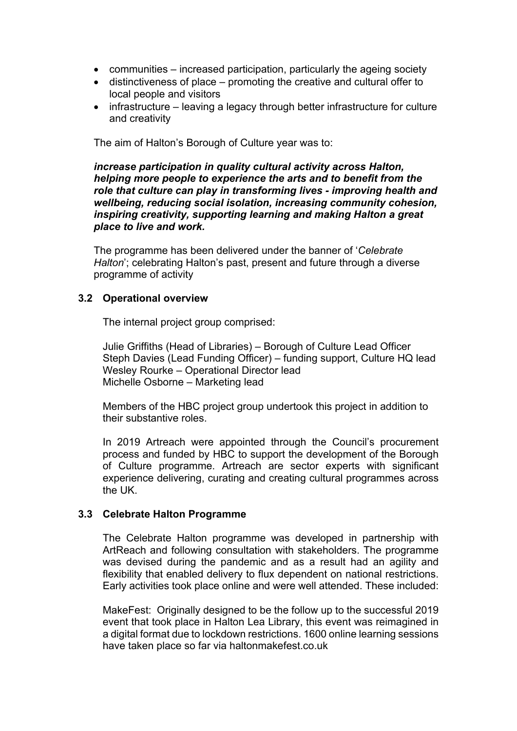- communities – increased participation, particularly the ageing society
- distinctiveness of place – promoting the creative and cultural offer to local people and visitors
- infrastructure – leaving a legacy through better infrastructure for culture and creativity

The aim of Halton's Borough of Culture year was to:

***increase participation in quality cultural activity across Halton, helping more people to experience the arts and to benefit from the role that culture can play in transforming lives - improving health and wellbeing, reducing social isolation, increasing community cohesion, inspiring creativity, supporting learning and making Halton a great place to live and work.***

The programme has been delivered under the banner of '*Celebrate Halton*'; celebrating Halton's past, present and future through a diverse programme of activity

### 3.2 Operational overview

The internal project group comprised:

Julie Griffiths (Head of Libraries) – Borough of Culture Lead Officer
Steph Davies (Lead Funding Officer) – funding support, Culture HQ lead
Wesley Rourke – Operational Director lead
Michelle Osborne – Marketing lead

Members of the HBC project group undertook this project in addition to their substantive roles.

In 2019 Artreach were appointed through the Council's procurement process and funded by HBC to support the development of the Borough of Culture programme. Artreach are sector experts with significant experience delivering, curating and creating cultural programmes across the UK.

### 3.3 Celebrate Halton Programme

The Celebrate Halton programme was developed in partnership with ArtReach and following consultation with stakeholders. The programme was devised during the pandemic and as a result had an agility and flexibility that enabled delivery to flux dependent on national restrictions. Early activities took place online and were well attended. These included:

MakeFest: Originally designed to be the follow up to the successful 2019 event that took place in Halton Lea Library, this event was reimagined in a digital format due to lockdown restrictions. 1600 online learning sessions have taken place so far via haltonmakefest.co.uk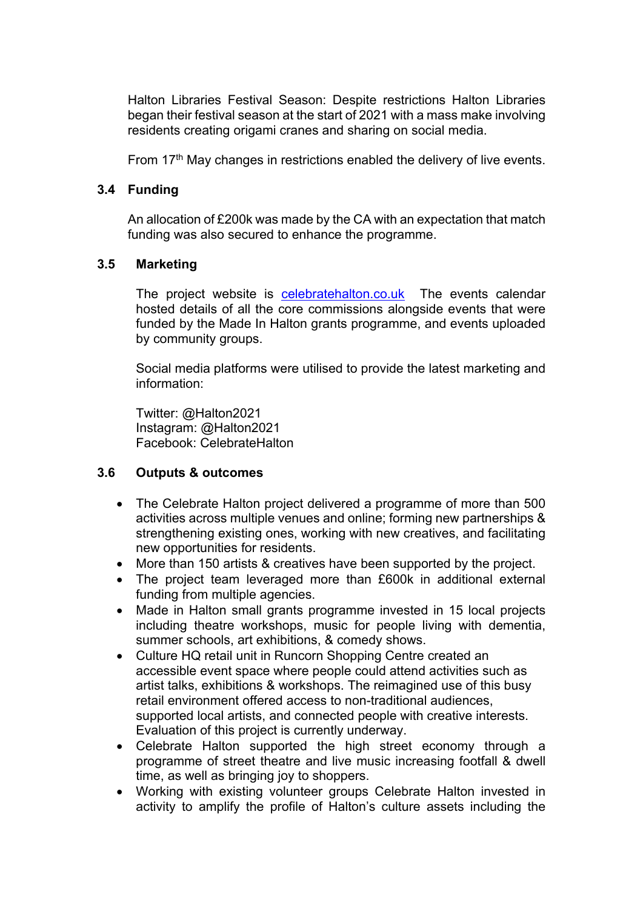Halton Libraries Festival Season: Despite restrictions Halton Libraries began their festival season at the start of 2021 with a mass make involving residents creating origami cranes and sharing on social media.

From 17th May changes in restrictions enabled the delivery of live events.

### 3.4 Funding

An allocation of £200k was made by the CA with an expectation that match funding was also secured to enhance the programme.

### 3.5 Marketing

The project website is [celebratehalton.co.uk](http://celebratehalton.co.uk) The events calendar hosted details of all the core commissions alongside events that were funded by the Made In Halton grants programme, and events uploaded by community groups.

Social media platforms were utilised to provide the latest marketing and information:

Twitter: @Halton2021
Instagram: @Halton2021
Facebook: CelebrateHalton

### 3.6 Outputs & outcomes

- The Celebrate Halton project delivered a programme of more than 500 activities across multiple venues and online; forming new partnerships & strengthening existing ones, working with new creatives, and facilitating new opportunities for residents.
- More than 150 artists & creatives have been supported by the project.
- The project team leveraged more than £600k in additional external funding from multiple agencies.
- Made in Halton small grants programme invested in 15 local projects including theatre workshops, music for people living with dementia, summer schools, art exhibitions, & comedy shows.
- Culture HQ retail unit in Runcorn Shopping Centre created an accessible event space where people could attend activities such as artist talks, exhibitions & workshops. The reimagined use of this busy retail environment offered access to non-traditional audiences, supported local artists, and connected people with creative interests. Evaluation of this project is currently underway.
- Celebrate Halton supported the high street economy through a programme of street theatre and live music increasing footfall & dwell time, as well as bringing joy to shoppers.
- Working with existing volunteer groups Celebrate Halton invested in activity to amplify the profile of Halton's culture assets including the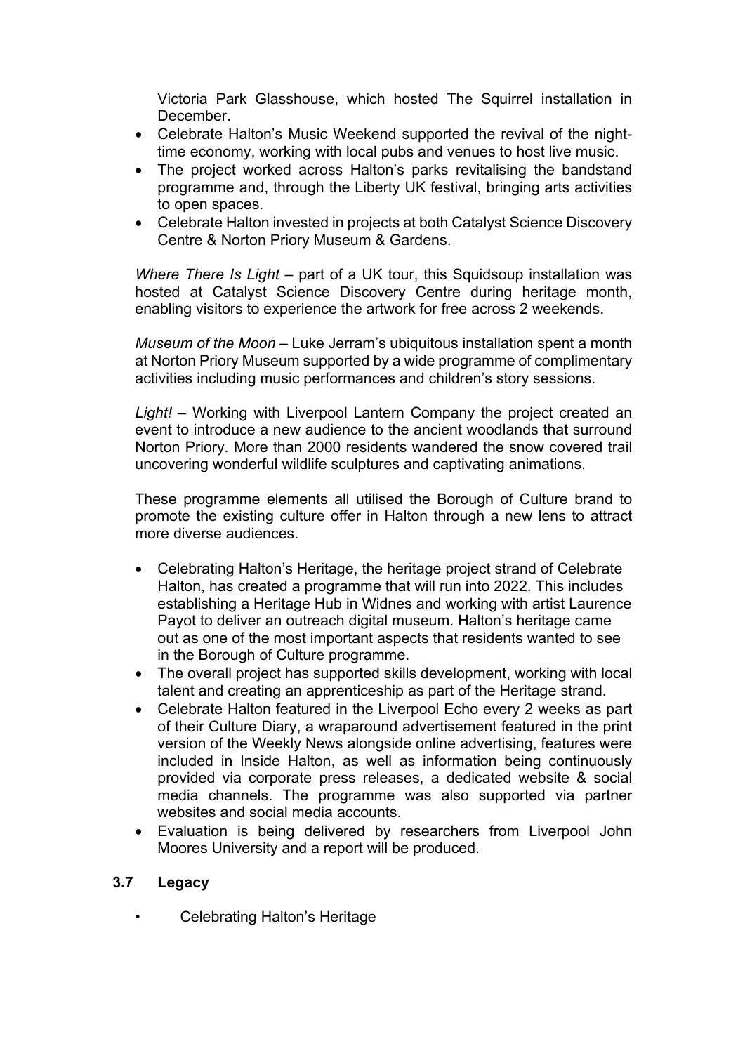Victoria Park Glasshouse, which hosted The Squirrel installation in December.

- Celebrate Halton's Music Weekend supported the revival of the night-time economy, working with local pubs and venues to host live music.
- The project worked across Halton's parks revitalising the bandstand programme and, through the Liberty UK festival, bringing arts activities to open spaces.
- Celebrate Halton invested in projects at both Catalyst Science Discovery Centre & Norton Priory Museum & Gardens.

*Where There Is Light* – part of a UK tour, this Squidsoup installation was hosted at Catalyst Science Discovery Centre during heritage month, enabling visitors to experience the artwork for free across 2 weekends.

*Museum of the Moon* – Luke Jerram's ubiquitous installation spent a month at Norton Priory Museum supported by a wide programme of complimentary activities including music performances and children's story sessions.

*Light!* – Working with Liverpool Lantern Company the project created an event to introduce a new audience to the ancient woodlands that surround Norton Priory. More than 2000 residents wandered the snow covered trail uncovering wonderful wildlife sculptures and captivating animations.

These programme elements all utilised the Borough of Culture brand to promote the existing culture offer in Halton through a new lens to attract more diverse audiences.

- Celebrating Halton's Heritage, the heritage project strand of Celebrate Halton, has created a programme that will run into 2022. This includes establishing a Heritage Hub in Widnes and working with artist Laurence Payot to deliver an outreach digital museum. Halton's heritage came out as one of the most important aspects that residents wanted to see in the Borough of Culture programme.
- The overall project has supported skills development, working with local talent and creating an apprenticeship as part of the Heritage strand.
- Celebrate Halton featured in the Liverpool Echo every 2 weeks as part of their Culture Diary, a wraparound advertisement featured in the print version of the Weekly News alongside online advertising, features were included in Inside Halton, as well as information being continuously provided via corporate press releases, a dedicated website & social media channels. The programme was also supported via partner websites and social media accounts.
- Evaluation is being delivered by researchers from Liverpool John Moores University and a report will be produced.

### 3.7 Legacy

- Celebrating Halton's Heritage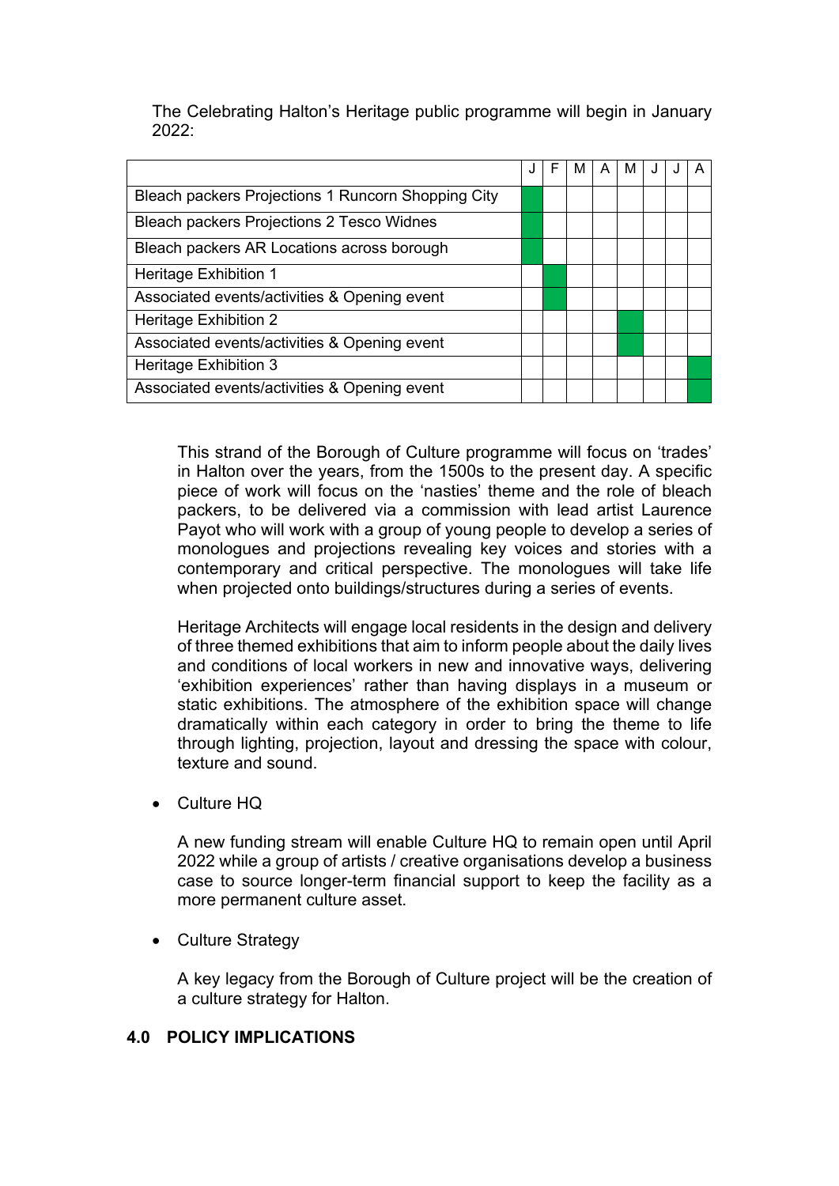The Celebrating Halton's Heritage public programme will begin in January 2022:

| | J | F | M | A | M | J | J | A |
|---|---|---|---|---|---|---|---|---|
| Bleach packers Projections 1 Runcorn Shopping City | ■ | | | | | | | |
| Bleach packers Projections 2 Tesco Widnes | ■ | | | | | | | |
| Bleach packers AR Locations across borough | ■ | | | | | | | |
| Heritage Exhibition 1 | | ■ | | | | | | |
| Associated events/activities & Opening event | | ■ | | | | | | |
| Heritage Exhibition 2 | | | | | ■ | | | |
| Associated events/activities & Opening event | | | | | ■ | | | |
| Heritage Exhibition 3 | | | | | | | | ■ |
| Associated events/activities & Opening event | | | | | | | | ■ |

This strand of the Borough of Culture programme will focus on 'trades' in Halton over the years, from the 1500s to the present day. A specific piece of work will focus on the 'nasties' theme and the role of bleach packers, to be delivered via a commission with lead artist Laurence Payot who will work with a group of young people to develop a series of monologues and projections revealing key voices and stories with a contemporary and critical perspective. The monologues will take life when projected onto buildings/structures during a series of events.

Heritage Architects will engage local residents in the design and delivery of three themed exhibitions that aim to inform people about the daily lives and conditions of local workers in new and innovative ways, delivering 'exhibition experiences' rather than having displays in a museum or static exhibitions. The atmosphere of the exhibition space will change dramatically within each category in order to bring the theme to life through lighting, projection, layout and dressing the space with colour, texture and sound.

- Culture HQ

  A new funding stream will enable Culture HQ to remain open until April 2022 while a group of artists / creative organisations develop a business case to source longer-term financial support to keep the facility as a more permanent culture asset.

- Culture Strategy

  A key legacy from the Borough of Culture project will be the creation of a culture strategy for Halton.

## 4.0 POLICY IMPLICATIONS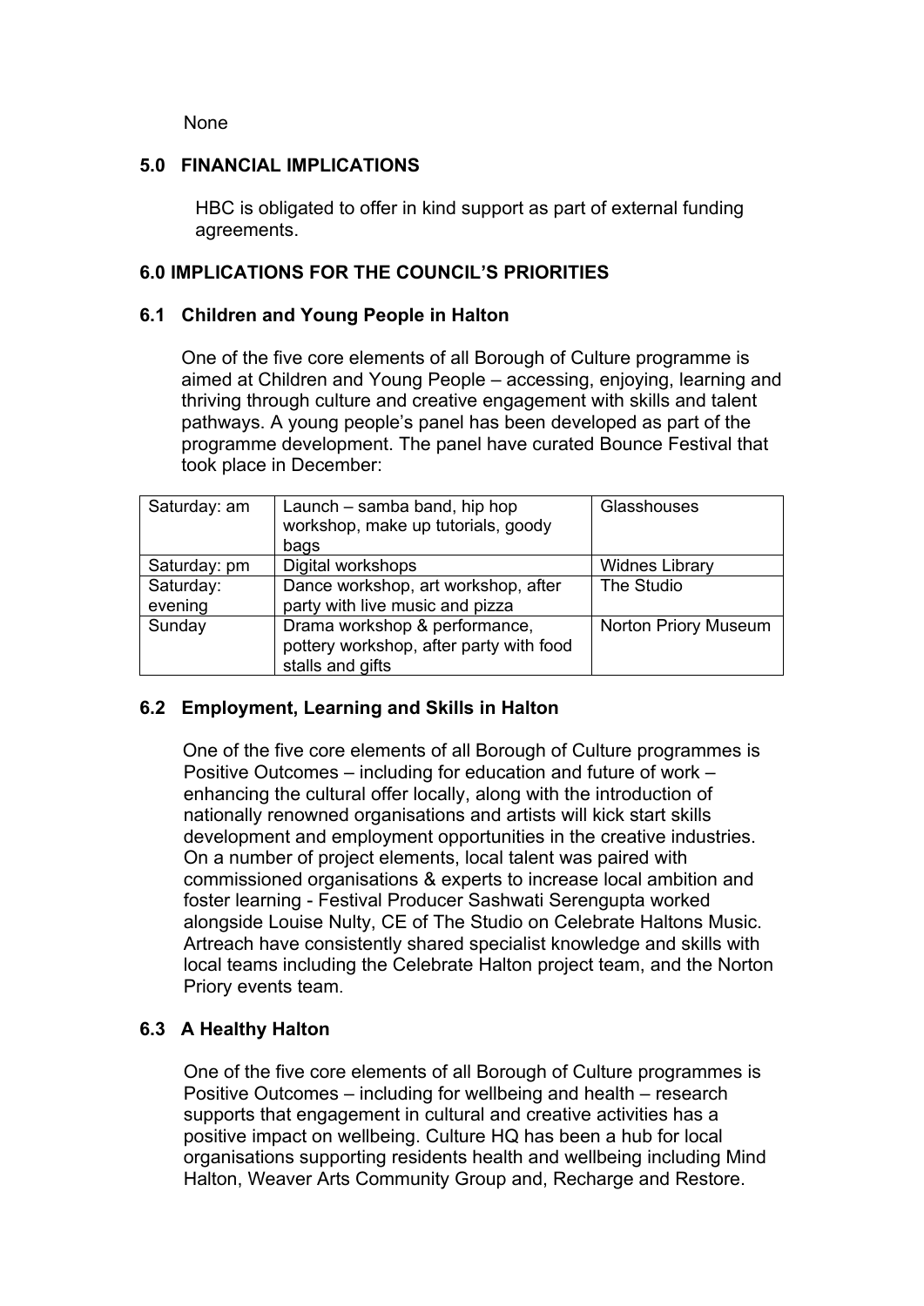None

## 5.0 FINANCIAL IMPLICATIONS

HBC is obligated to offer in kind support as part of external funding agreements.

## 6.0 IMPLICATIONS FOR THE COUNCIL'S PRIORITIES

### 6.1 Children and Young People in Halton

One of the five core elements of all Borough of Culture programme is aimed at Children and Young People – accessing, enjoying, learning and thriving through culture and creative engagement with skills and talent pathways. A young people's panel has been developed as part of the programme development. The panel have curated Bounce Festival that took place in December:

| Saturday: am | Launch – samba band, hip hop workshop, make up tutorials, goody bags | Glasshouses |
|---|---|---|
| Saturday: pm | Digital workshops | Widnes Library |
| Saturday: evening | Dance workshop, art workshop, after party with live music and pizza | The Studio |
| Sunday | Drama workshop & performance, pottery workshop, after party with food stalls and gifts | Norton Priory Museum |

### 6.2 Employment, Learning and Skills in Halton

One of the five core elements of all Borough of Culture programmes is Positive Outcomes – including for education and future of work – enhancing the cultural offer locally, along with the introduction of nationally renowned organisations and artists will kick start skills development and employment opportunities in the creative industries. On a number of project elements, local talent was paired with commissioned organisations & experts to increase local ambition and foster learning - Festival Producer Sashwati Serengupta worked alongside Louise Nulty, CE of The Studio on Celebrate Haltons Music. Artreach have consistently shared specialist knowledge and skills with local teams including the Celebrate Halton project team, and the Norton Priory events team.

### 6.3 A Healthy Halton

One of the five core elements of all Borough of Culture programmes is Positive Outcomes – including for wellbeing and health – research supports that engagement in cultural and creative activities has a positive impact on wellbeing. Culture HQ has been a hub for local organisations supporting residents health and wellbeing including Mind Halton, Weaver Arts Community Group and, Recharge and Restore.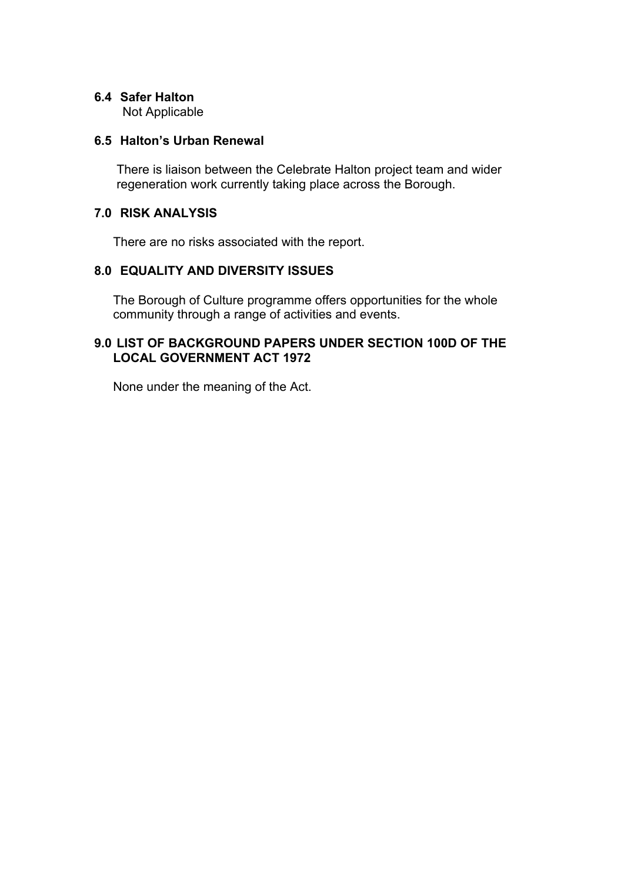### 6.4 Safer Halton

Not Applicable

### 6.5 Halton's Urban Renewal

There is liaison between the Celebrate Halton project team and wider regeneration work currently taking place across the Borough.

## 7.0 RISK ANALYSIS

There are no risks associated with the report.

## 8.0 EQUALITY AND DIVERSITY ISSUES

The Borough of Culture programme offers opportunities for the whole community through a range of activities and events.

## 9.0 LIST OF BACKGROUND PAPERS UNDER SECTION 100D OF THE LOCAL GOVERNMENT ACT 1972

None under the meaning of the Act.